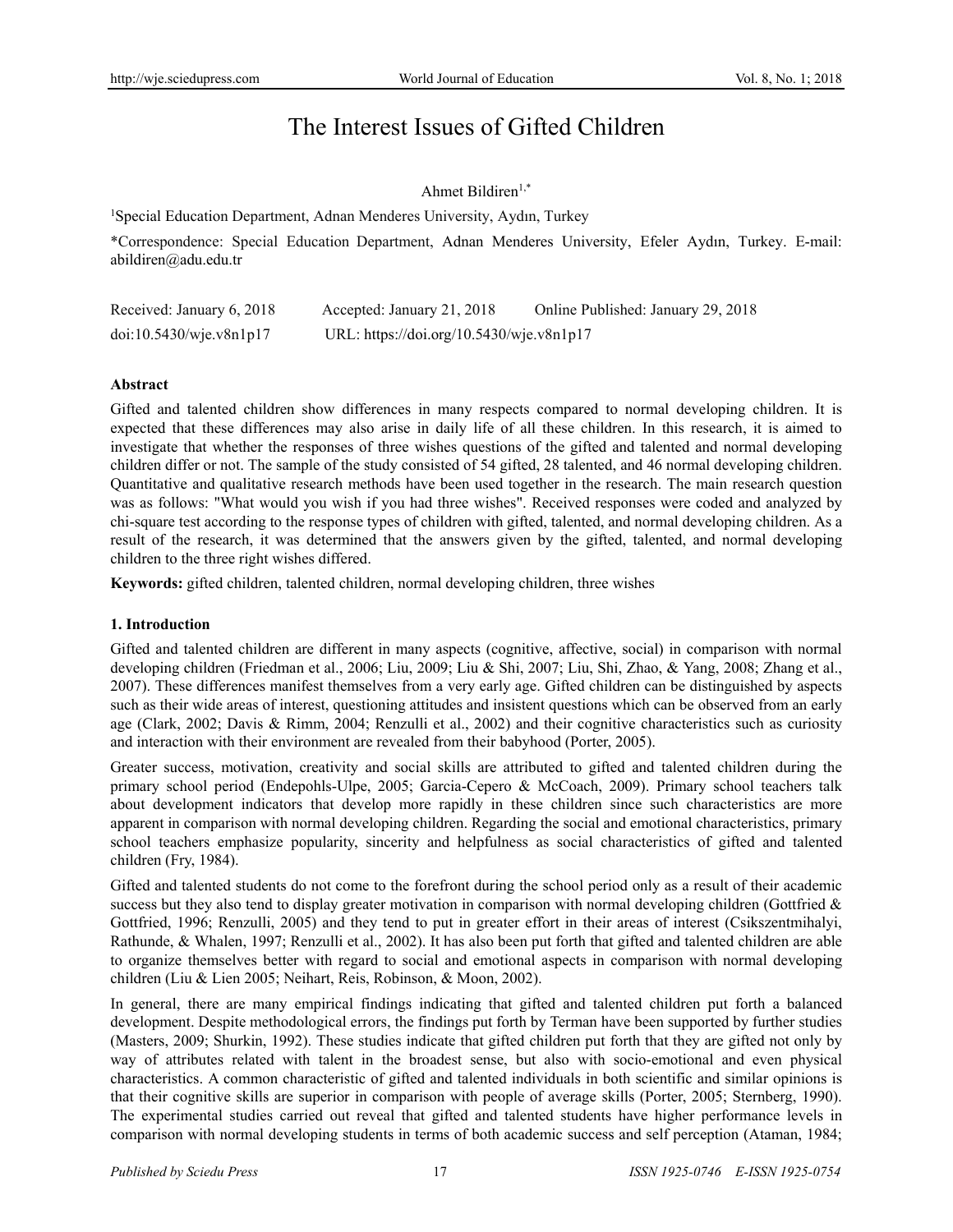# The Interest Issues of Gifted Children

Ahmet Bildiren[1,*]

[1]Special Education Department, Adnan Menderes University, Aydın, Turkey

*Correspondence: Special Education Department, Adnan Menderes University, Efeler Aydın, Turkey. E-mail: abildiren@adu.edu.tr

Received: January 6, 2018 Accepted: January 21, 2018 Online Published: January 29, 2018

doi:10.5430/wje.v8n1p17 URL: https://doi.org/10.5430/wje.v8n1p17

**Abstract**

Gifted and talented children show differences in many respects compared to normal developing children. It is expected that these differences may also arise in daily life of all these children. In this research, it is aimed to investigate that whether the responses of three wishes questions of the gifted and talented and normal developing children differ or not. The sample of the study consisted of 54 gifted, 28 talented, and 46 normal developing children. Quantitative and qualitative research methods have been used together in the research. The main research question was as follows: "What would you wish if you had three wishes". Received responses were coded and analyzed by chi-square test according to the response types of children with gifted, talented, and normal developing children. As a result of the research, it was determined that the answers given by the gifted, talented, and normal developing children to the three right wishes differed.

**Keywords:** gifted children, talented children, normal developing children, three wishes

## 1. Introduction

Gifted and talented children are different in many aspects (cognitive, affective, social) in comparison with normal developing children (Friedman et al., 2006; Liu, 2009; Liu & Shi, 2007; Liu, Shi, Zhao, & Yang, 2008; Zhang et al., 2007). These differences manifest themselves from a very early age. Gifted children can be distinguished by aspects such as their wide areas of interest, questioning attitudes and insistent questions which can be observed from an early age (Clark, 2002; Davis & Rimm, 2004; Renzulli et al., 2002) and their cognitive characteristics such as curiosity and interaction with their environment are revealed from their babyhood (Porter, 2005).

Greater success, motivation, creativity and social skills are attributed to gifted and talented children during the primary school period (Endepohls-Ulpe, 2005; Garcia-Cepero & McCoach, 2009). Primary school teachers talk about development indicators that develop more rapidly in these children since such characteristics are more apparent in comparison with normal developing children. Regarding the social and emotional characteristics, primary school teachers emphasize popularity, sincerity and helpfulness as social characteristics of gifted and talented children (Fry, 1984).

Gifted and talented students do not come to the forefront during the school period only as a result of their academic success but they also tend to display greater motivation in comparison with normal developing children (Gottfried & Gottfried, 1996; Renzulli, 2005) and they tend to put in greater effort in their areas of interest (Csikszentmihalyi, Rathunde, & Whalen, 1997; Renzulli et al., 2002). It has also been put forth that gifted and talented children are able to organize themselves better with regard to social and emotional aspects in comparison with normal developing children (Liu & Lien 2005; Neihart, Reis, Robinson, & Moon, 2002).

In general, there are many empirical findings indicating that gifted and talented children put forth a balanced development. Despite methodological errors, the findings put forth by Terman have been supported by further studies (Masters, 2009; Shurkin, 1992). These studies indicate that gifted children put forth that they are gifted not only by way of attributes related with talent in the broadest sense, but also with socio-emotional and even physical characteristics. A common characteristic of gifted and talented individuals in both scientific and similar opinions is that their cognitive skills are superior in comparison with people of average skills (Porter, 2005; Sternberg, 1990). The experimental studies carried out reveal that gifted and talented students have higher performance levels in comparison with normal developing students in terms of both academic success and self perception (Ataman, 1984;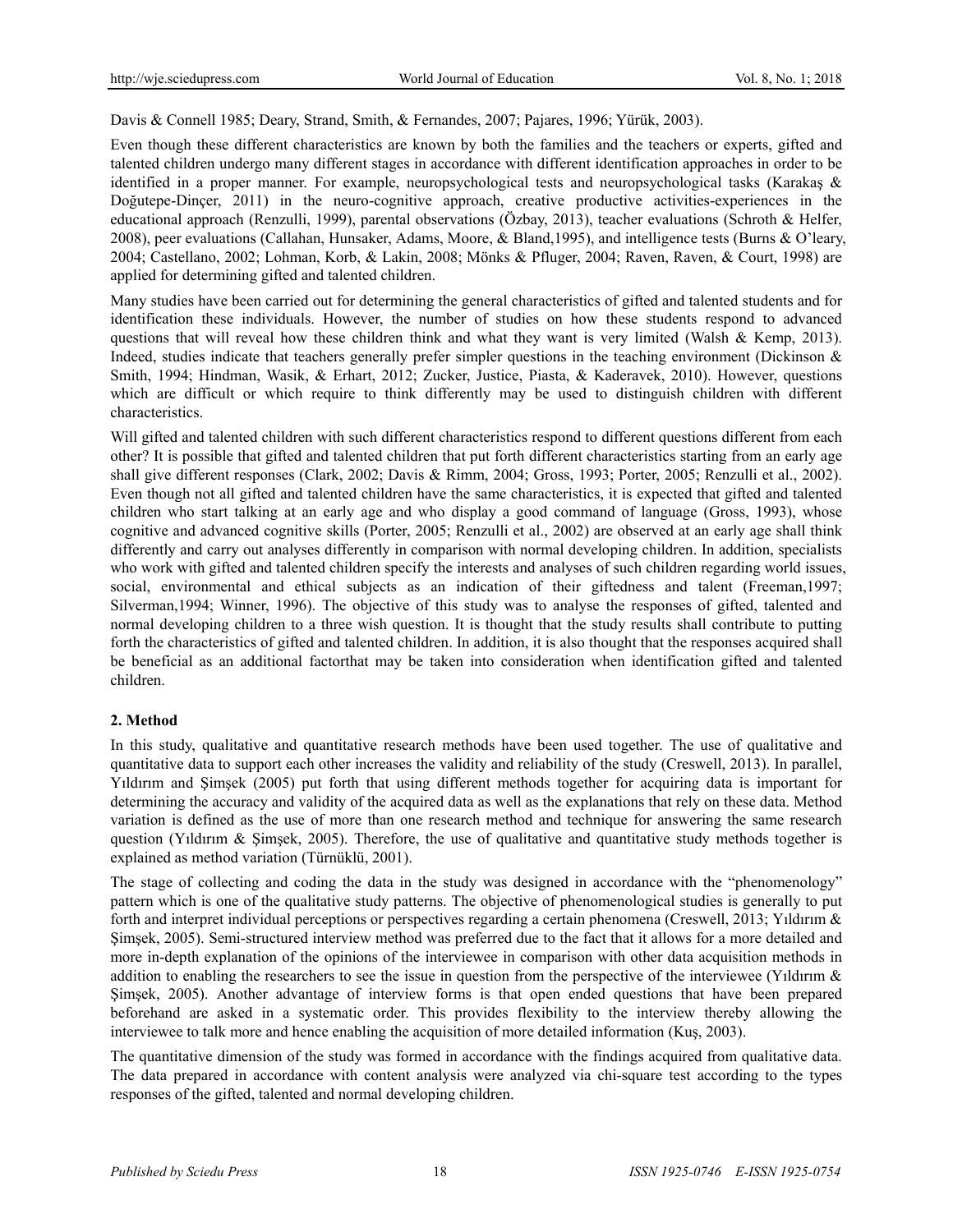Davis & Connell 1985; Deary, Strand, Smith, & Fernandes, 2007; Pajares, 1996; Yürük, 2003).

Even though these different characteristics are known by both the families and the teachers or experts, gifted and talented children undergo many different stages in accordance with different identification approaches in order to be identified in a proper manner. For example, neuropsychological tests and neuropsychological tasks (Karakaş & Doğutepe-Dinçer, 2011) in the neuro-cognitive approach, creative productive activities-experiences in the educational approach (Renzulli, 1999), parental observations (Özbay, 2013), teacher evaluations (Schroth & Helfer, 2008), peer evaluations (Callahan, Hunsaker, Adams, Moore, & Bland,1995), and intelligence tests (Burns & O'leary, 2004; Castellano, 2002; Lohman, Korb, & Lakin, 2008; Mönks & Pfluger, 2004; Raven, Raven, & Court, 1998) are applied for determining gifted and talented children.

Many studies have been carried out for determining the general characteristics of gifted and talented students and for identification these individuals. However, the number of studies on how these students respond to advanced questions that will reveal how these children think and what they want is very limited (Walsh & Kemp, 2013). Indeed, studies indicate that teachers generally prefer simpler questions in the teaching environment (Dickinson & Smith, 1994; Hindman, Wasik, & Erhart, 2012; Zucker, Justice, Piasta, & Kaderavek, 2010). However, questions which are difficult or which require to think differently may be used to distinguish children with different characteristics.

Will gifted and talented children with such different characteristics respond to different questions different from each other? It is possible that gifted and talented children that put forth different characteristics starting from an early age shall give different responses (Clark, 2002; Davis & Rimm, 2004; Gross, 1993; Porter, 2005; Renzulli et al., 2002). Even though not all gifted and talented children have the same characteristics, it is expected that gifted and talented children who start talking at an early age and who display a good command of language (Gross, 1993), whose cognitive and advanced cognitive skills (Porter, 2005; Renzulli et al., 2002) are observed at an early age shall think differently and carry out analyses differently in comparison with normal developing children. In addition, specialists who work with gifted and talented children specify the interests and analyses of such children regarding world issues, social, environmental and ethical subjects as an indication of their giftedness and talent (Freeman,1997; Silverman,1994; Winner, 1996). The objective of this study was to analyse the responses of gifted, talented and normal developing children to a three wish question. It is thought that the study results shall contribute to putting forth the characteristics of gifted and talented children. In addition, it is also thought that the responses acquired shall be beneficial as an additional factorthat may be taken into consideration when identification gifted and talented children.

## 2. Method

In this study, qualitative and quantitative research methods have been used together. The use of qualitative and quantitative data to support each other increases the validity and reliability of the study (Creswell, 2013). In parallel, Yıldırım and Şimşek (2005) put forth that using different methods together for acquiring data is important for determining the accuracy and validity of the acquired data as well as the explanations that rely on these data. Method variation is defined as the use of more than one research method and technique for answering the same research question (Yıldırım & Şimşek, 2005). Therefore, the use of qualitative and quantitative study methods together is explained as method variation (Türnüklü, 2001).

The stage of collecting and coding the data in the study was designed in accordance with the "phenomenology" pattern which is one of the qualitative study patterns. The objective of phenomenological studies is generally to put forth and interpret individual perceptions or perspectives regarding a certain phenomena (Creswell, 2013; Yıldırım & Şimşek, 2005). Semi-structured interview method was preferred due to the fact that it allows for a more detailed and more in-depth explanation of the opinions of the interviewee in comparison with other data acquisition methods in addition to enabling the researchers to see the issue in question from the perspective of the interviewee (Yıldırım & Şimşek, 2005). Another advantage of interview forms is that open ended questions that have been prepared beforehand are asked in a systematic order. This provides flexibility to the interview thereby allowing the interviewee to talk more and hence enabling the acquisition of more detailed information (Kuş, 2003).

The quantitative dimension of the study was formed in accordance with the findings acquired from qualitative data. The data prepared in accordance with content analysis were analyzed via chi-square test according to the types responses of the gifted, talented and normal developing children.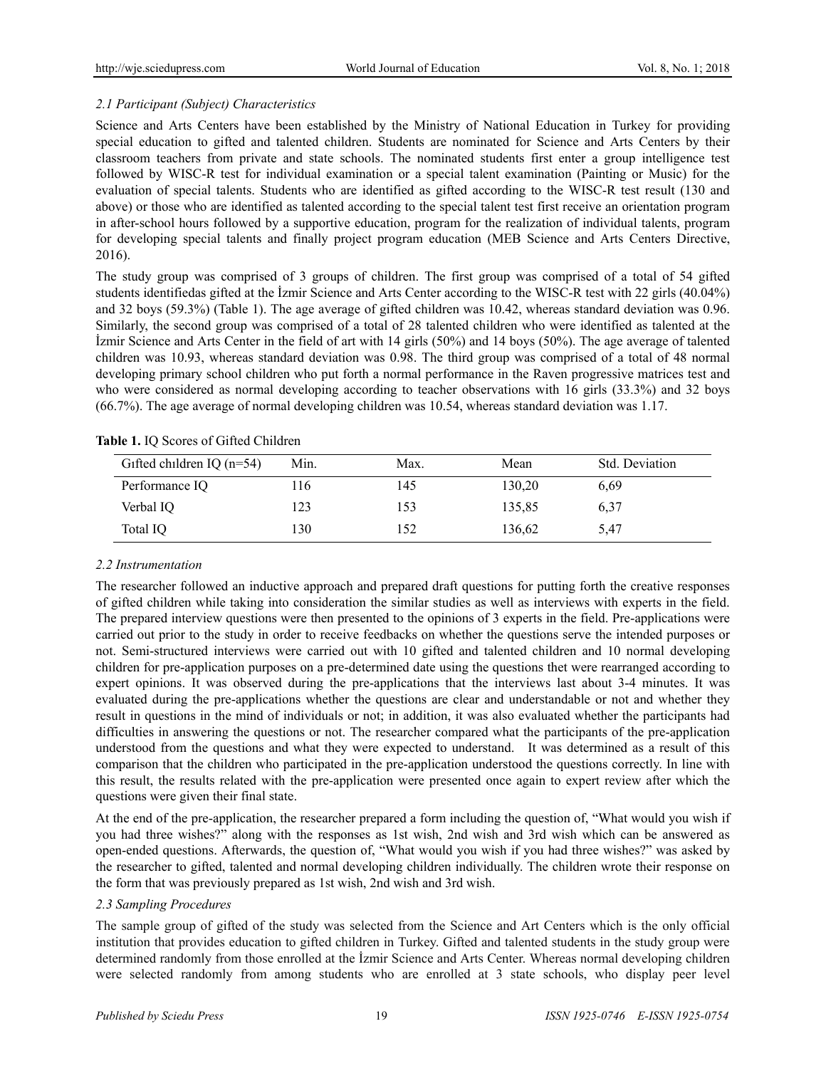### *2.1 Participant (Subject) Characteristics*

Science and Arts Centers have been established by the Ministry of National Education in Turkey for providing special education to gifted and talented children. Students are nominated for Science and Arts Centers by their classroom teachers from private and state schools. The nominated students first enter a group intelligence test followed by WISC-R test for individual examination or a special talent examination (Painting or Music) for the evaluation of special talents. Students who are identified as gifted according to the WISC-R test result (130 and above) or those who are identified as talented according to the special talent test first receive an orientation program in after-school hours followed by a supportive education, program for the realization of individual talents, program for developing special talents and finally project program education (MEB Science and Arts Centers Directive, 2016).

The study group was comprised of 3 groups of children. The first group was comprised of a total of 54 gifted students identifiedas gifted at the İzmir Science and Arts Center according to the WISC-R test with 22 girls (40.04%) and 32 boys (59.3%) (Table 1). The age average of gifted children was 10.42, whereas standard deviation was 0.96. Similarly, the second group was comprised of a total of 28 talented children who were identified as talented at the İzmir Science and Arts Center in the field of art with 14 girls (50%) and 14 boys (50%). The age average of talented children was 10.93, whereas standard deviation was 0.98. The third group was comprised of a total of 48 normal developing primary school children who put forth a normal performance in the Raven progressive matrices test and who were considered as normal developing according to teacher observations with 16 girls (33.3%) and 32 boys (66.7%). The age average of normal developing children was 10.54, whereas standard deviation was 1.17.

**Table 1.** IQ Scores of Gifted Children

| Gıfted chıldren IQ (n=54) | Min. | Max. | Mean | Std. Deviation |
|---|---|---|---|---|
| Performance IQ | 116 | 145 | 130,20 | 6,69 |
| Verbal IQ | 123 | 153 | 135,85 | 6,37 |
| Total IQ | 130 | 152 | 136,62 | 5,47 |

### *2.2 Instrumentation*

The researcher followed an inductive approach and prepared draft questions for putting forth the creative responses of gifted children while taking into consideration the similar studies as well as interviews with experts in the field. The prepared interview questions were then presented to the opinions of 3 experts in the field. Pre-applications were carried out prior to the study in order to receive feedbacks on whether the questions serve the intended purposes or not. Semi-structured interviews were carried out with 10 gifted and talented children and 10 normal developing children for pre-application purposes on a pre-determined date using the questions thet were rearranged according to expert opinions. It was observed during the pre-applications that the interviews last about 3-4 minutes. It was evaluated during the pre-applications whether the questions are clear and understandable or not and whether they result in questions in the mind of individuals or not; in addition, it was also evaluated whether the participants had difficulties in answering the questions or not. The researcher compared what the participants of the pre-application understood from the questions and what they were expected to understand. It was determined as a result of this comparison that the children who participated in the pre-application understood the questions correctly. In line with this result, the results related with the pre-application were presented once again to expert review after which the questions were given their final state.

At the end of the pre-application, the researcher prepared a form including the question of, "What would you wish if you had three wishes?" along with the responses as 1st wish, 2nd wish and 3rd wish which can be answered as open-ended questions. Afterwards, the question of, "What would you wish if you had three wishes?" was asked by the researcher to gifted, talented and normal developing children individually. The children wrote their response on the form that was previously prepared as 1st wish, 2nd wish and 3rd wish.

### *2.3 Sampling Procedures*

The sample group of gifted of the study was selected from the Science and Art Centers which is the only official institution that provides education to gifted children in Turkey. Gifted and talented students in the study group were determined randomly from those enrolled at the İzmir Science and Arts Center. Whereas normal developing children were selected randomly from among students who are enrolled at 3 state schools, who display peer level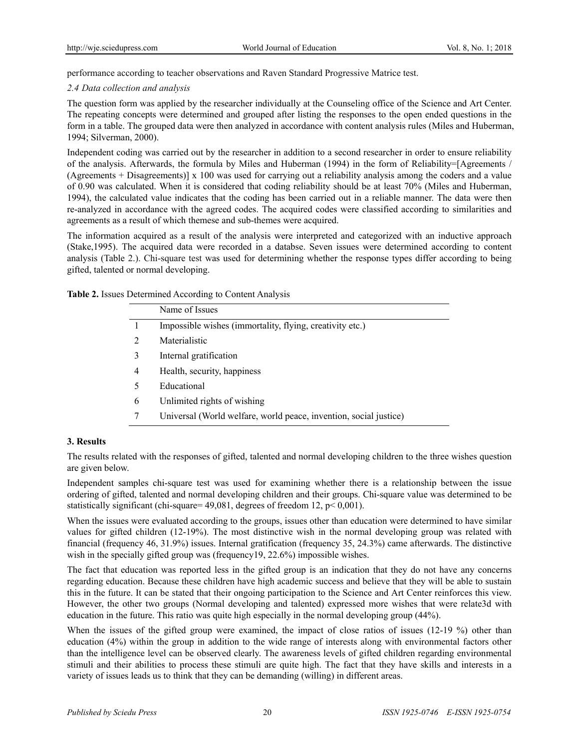performance according to teacher observations and Raven Standard Progressive Matrice test.

### *2.4 Data collection and analysis*

The question form was applied by the researcher individually at the Counseling office of the Science and Art Center. The repeating concepts were determined and grouped after listing the responses to the open ended questions in the form in a table. The grouped data were then analyzed in accordance with content analysis rules (Miles and Huberman, 1994; Silverman, 2000).

Independent coding was carried out by the researcher in addition to a second researcher in order to ensure reliability of the analysis. Afterwards, the formula by Miles and Huberman (1994) in the form of Reliability=[Agreements / (Agreements + Disagreements)] x 100 was used for carrying out a reliability analysis among the coders and a value of 0.90 was calculated. When it is considered that coding reliability should be at least 70% (Miles and Huberman, 1994), the calculated value indicates that the coding has been carried out in a reliable manner. The data were then re-analyzed in accordance with the agreed codes. The acquired codes were classified according to similarities and agreements as a result of which themese and sub-themes were acquired.

The information acquired as a result of the analysis were interpreted and categorized with an inductive approach (Stake,1995). The acquired data were recorded in a databse. Seven issues were determined according to content analysis (Table 2.). Chi-square test was used for determining whether the response types differ according to being gifted, talented or normal developing.

**Table 2.** Issues Determined According to Content Analysis

| | Name of Issues |
|---|---|
| 1 | Impossible wishes (immortality, flying, creativity etc.) |
| 2 | Materialistic |
| 3 | Internal gratification |
| 4 | Health, security, happiness |
| 5 | Educational |
| 6 | Unlimited rights of wishing |
| 7 | Universal (World welfare, world peace, invention, social justice) |

## 3. Results

The results related with the responses of gifted, talented and normal developing children to the three wishes question are given below.

Independent samples chi-square test was used for examining whether there is a relationship between the issue ordering of gifted, talented and normal developing children and their groups. Chi-square value was determined to be statistically significant (chi-square= 49,081, degrees of freedom 12, p< 0,001).

When the issues were evaluated according to the groups, issues other than education were determined to have similar values for gifted children (12-19%). The most distinctive wish in the normal developing group was related with financial (frequency 46, 31.9%) issues. Internal gratification (frequency 35, 24.3%) came afterwards. The distinctive wish in the specially gifted group was (frequency19, 22.6%) impossible wishes.

The fact that education was reported less in the gifted group is an indication that they do not have any concerns regarding education. Because these children have high academic success and believe that they will be able to sustain this in the future. It can be stated that their ongoing participation to the Science and Art Center reinforces this view. However, the other two groups (Normal developing and talented) expressed more wishes that were relate3d with education in the future. This ratio was quite high especially in the normal developing group (44%).

When the issues of the gifted group were examined, the impact of close ratios of issues (12-19 %) other than education (4%) within the group in addition to the wide range of interests along with environmental factors other than the intelligence level can be observed clearly. The awareness levels of gifted children regarding environmental stimuli and their abilities to process these stimuli are quite high. The fact that they have skills and interests in a variety of issues leads us to think that they can be demanding (willing) in different areas.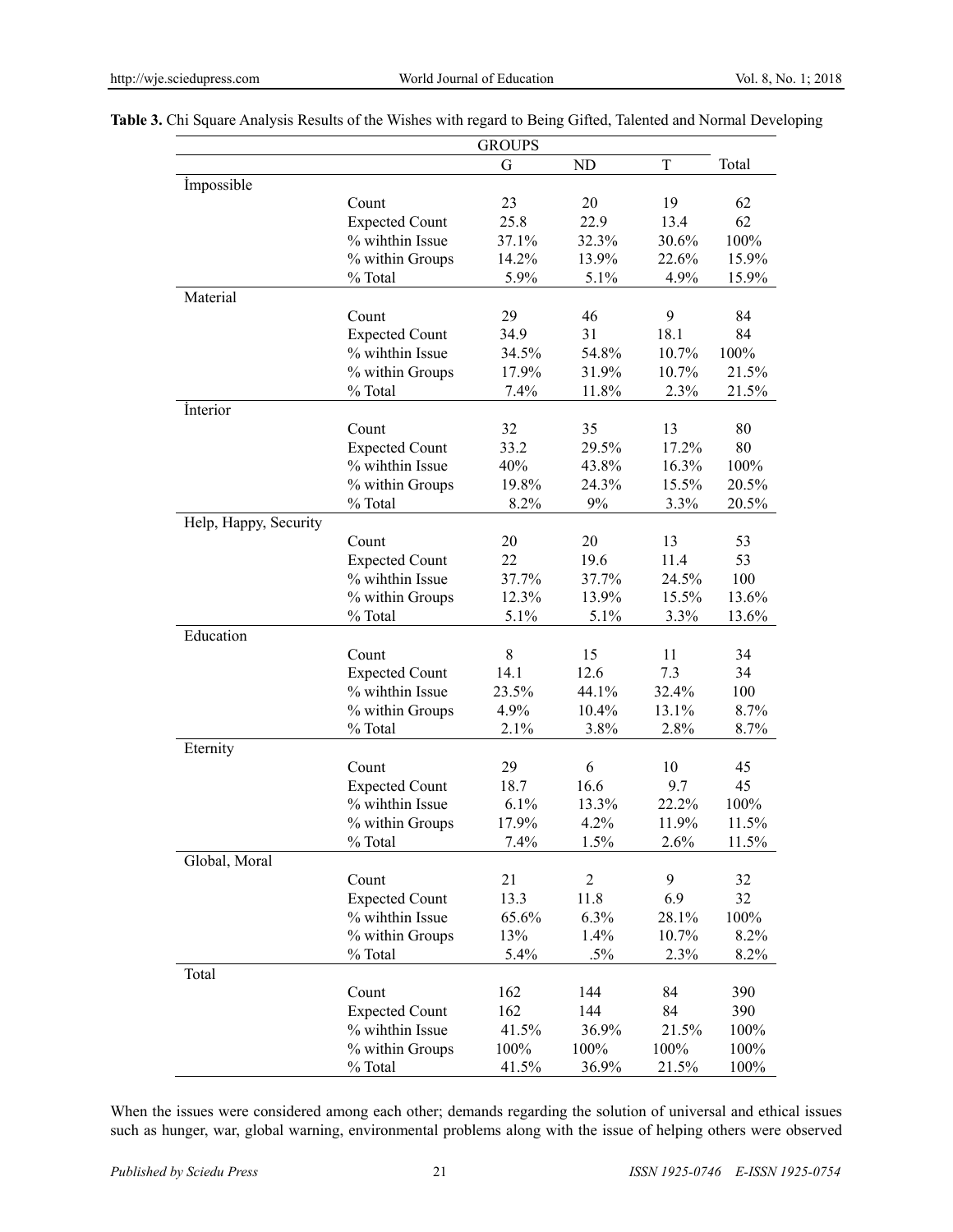**Table 3.** Chi Square Analysis Results of the Wishes with regard to Being Gifted, Talented and Normal Developing

| | | GROUPS | | | |
|---|---|---|---|---|---|
| | | G | ND | T | Total |
| İmpossible | | | | | |
| | Count | 23 | 20 | 19 | 62 |
| | Expected Count | 25.8 | 22.9 | 13.4 | 62 |
| | % wihthin Issue | 37.1% | 32.3% | 30.6% | 100% |
| | % within Groups | 14.2% | 13.9% | 22.6% | 15.9% |
| | % Total | 5.9% | 5.1% | 4.9% | 15.9% |
| Material | | | | | |
| | Count | 29 | 46 | 9 | 84 |
| | Expected Count | 34.9 | 31 | 18.1 | 84 |
| | % wihthin Issue | 34.5% | 54.8% | 10.7% | 100% |
| | % within Groups | 17.9% | 31.9% | 10.7% | 21.5% |
| | % Total | 7.4% | 11.8% | 2.3% | 21.5% |
| İnterior | | | | | |
| | Count | 32 | 35 | 13 | 80 |
| | Expected Count | 33.2 | 29.5% | 17.2% | 80 |
| | % wihthin Issue | 40% | 43.8% | 16.3% | 100% |
| | % within Groups | 19.8% | 24.3% | 15.5% | 20.5% |
| | % Total | 8.2% | 9% | 3.3% | 20.5% |
| Help, Happy, Security | | | | | |
| | Count | 20 | 20 | 13 | 53 |
| | Expected Count | 22 | 19.6 | 11.4 | 53 |
| | % wihthin Issue | 37.7% | 37.7% | 24.5% | 100 |
| | % within Groups | 12.3% | 13.9% | 15.5% | 13.6% |
| | % Total | 5.1% | 5.1% | 3.3% | 13.6% |
| Education | | | | | |
| | Count | 8 | 15 | 11 | 34 |
| | Expected Count | 14.1 | 12.6 | 7.3 | 34 |
| | % wihthin Issue | 23.5% | 44.1% | 32.4% | 100 |
| | % within Groups | 4.9% | 10.4% | 13.1% | 8.7% |
| | % Total | 2.1% | 3.8% | 2.8% | 8.7% |
| Eternity | | | | | |
| | Count | 29 | 6 | 10 | 45 |
| | Expected Count | 18.7 | 16.6 | 9.7 | 45 |
| | % wihthin Issue | 6.1% | 13.3% | 22.2% | 100% |
| | % within Groups | 17.9% | 4.2% | 11.9% | 11.5% |
| | % Total | 7.4% | 1.5% | 2.6% | 11.5% |
| Global, Moral | | | | | |
| | Count | 21 | 2 | 9 | 32 |
| | Expected Count | 13.3 | 11.8 | 6.9 | 32 |
| | % wihthin Issue | 65.6% | 6.3% | 28.1% | 100% |
| | % within Groups | 13% | 1.4% | 10.7% | 8.2% |
| | % Total | 5.4% | .5% | 2.3% | 8.2% |
| Total | | | | | |
| | Count | 162 | 144 | 84 | 390 |
| | Expected Count | 162 | 144 | 84 | 390 |
| | % wihthin Issue | 41.5% | 36.9% | 21.5% | 100% |
| | % within Groups | 100% | 100% | 100% | 100% |
| | % Total | 41.5% | 36.9% | 21.5% | 100% |

When the issues were considered among each other; demands regarding the solution of universal and ethical issues such as hunger, war, global warning, environmental problems along with the issue of helping others were observed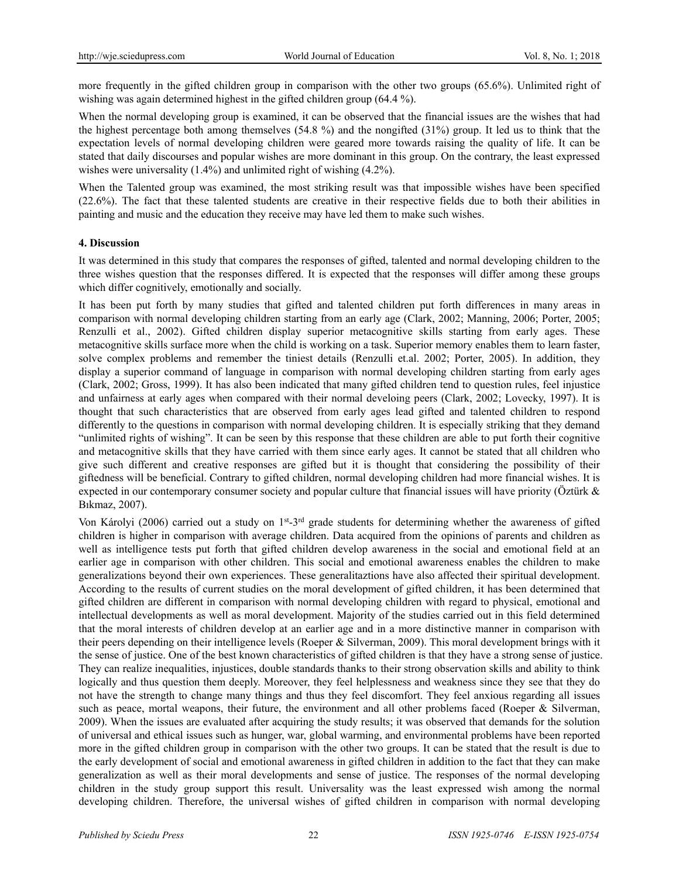more frequently in the gifted children group in comparison with the other two groups (65.6%). Unlimited right of wishing was again determined highest in the gifted children group (64.4 %).

When the normal developing group is examined, it can be observed that the financial issues are the wishes that had the highest percentage both among themselves (54.8 %) and the nongifted (31%) group. It led us to think that the expectation levels of normal developing children were geared more towards raising the quality of life. It can be stated that daily discourses and popular wishes are more dominant in this group. On the contrary, the least expressed wishes were universality (1.4%) and unlimited right of wishing (4.2%).

When the Talented group was examined, the most striking result was that impossible wishes have been specified (22.6%). The fact that these talented students are creative in their respective fields due to both their abilities in painting and music and the education they receive may have led them to make such wishes.

**4. Discussion**

It was determined in this study that compares the responses of gifted, talented and normal developing children to the three wishes question that the responses differed. It is expected that the responses will differ among these groups which differ cognitively, emotionally and socially.

It has been put forth by many studies that gifted and talented children put forth differences in many areas in comparison with normal developing children starting from an early age (Clark, 2002; Manning, 2006; Porter, 2005; Renzulli et al., 2002). Gifted children display superior metacognitive skills starting from early ages. These metacognitive skills surface more when the child is working on a task. Superior memory enables them to learn faster, solve complex problems and remember the tiniest details (Renzulli et.al. 2002; Porter, 2005). In addition, they display a superior command of language in comparison with normal developing children starting from early ages (Clark, 2002; Gross, 1999). It has also been indicated that many gifted children tend to question rules, feel injustice and unfairness at early ages when compared with their normal develoing peers (Clark, 2002; Lovecky, 1997). It is thought that such characteristics that are observed from early ages lead gifted and talented children to respond differently to the questions in comparison with normal developing children. It is especially striking that they demand "unlimited rights of wishing". It can be seen by this response that these children are able to put forth their cognitive and metacognitive skills that they have carried with them since early ages. It cannot be stated that all children who give such different and creative responses are gifted but it is thought that considering the possibility of their giftedness will be beneficial. Contrary to gifted children, normal developing children had more financial wishes. It is expected in our contemporary consumer society and popular culture that financial issues will have priority (Öztürk & Bıkmaz, 2007).

Von Károlyi (2006) carried out a study on 1st-3rd grade students for determining whether the awareness of gifted children is higher in comparison with average children. Data acquired from the opinions of parents and children as well as intelligence tests put forth that gifted children develop awareness in the social and emotional field at an earlier age in comparison with other children. This social and emotional awareness enables the children to make generalizations beyond their own experiences. These generalitaztions have also affected their spiritual development. According to the results of current studies on the moral development of gifted children, it has been determined that gifted children are different in comparison with normal developing children with regard to physical, emotional and intellectual developments as well as moral development. Majority of the studies carried out in this field determined that the moral interests of children develop at an earlier age and in a more distinctive manner in comparison with their peers depending on their intelligence levels (Roeper & Silverman, 2009). This moral development brings with it the sense of justice. One of the best known characteristics of gifted children is that they have a strong sense of justice. They can realize inequalities, injustices, double standards thanks to their strong observation skills and ability to think logically and thus question them deeply. Moreover, they feel helplessness and weakness since they see that they do not have the strength to change many things and thus they feel discomfort. They feel anxious regarding all issues such as peace, mortal weapons, their future, the environment and all other problems faced (Roeper & Silverman, 2009). When the issues are evaluated after acquiring the study results; it was observed that demands for the solution of universal and ethical issues such as hunger, war, global warming, and environmental problems have been reported more in the gifted children group in comparison with the other two groups. It can be stated that the result is due to the early development of social and emotional awareness in gifted children in addition to the fact that they can make generalization as well as their moral developments and sense of justice. The responses of the normal developing children in the study group support this result. Universality was the least expressed wish among the normal developing children. Therefore, the universal wishes of gifted children in comparison with normal developing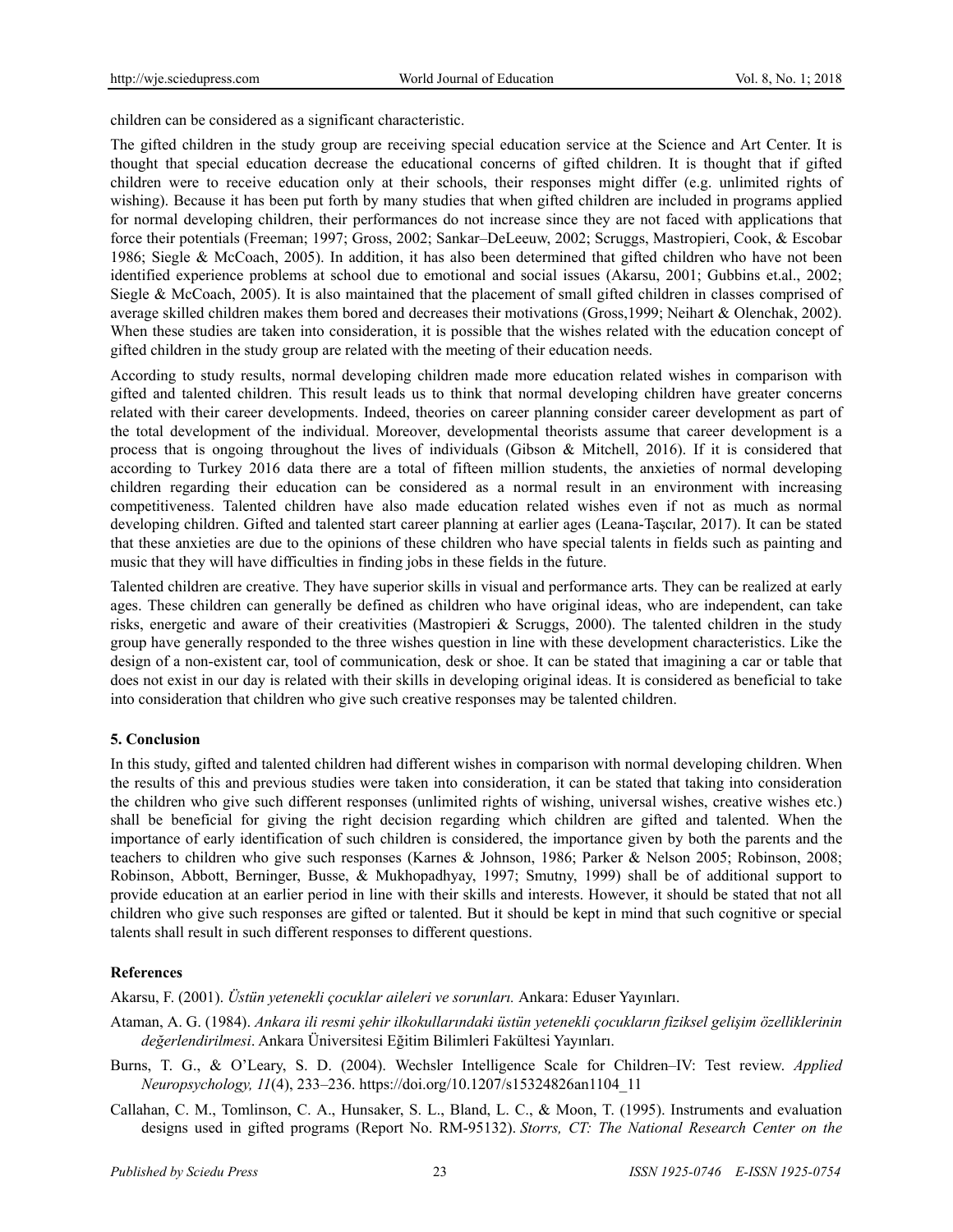children can be considered as a significant characteristic.

The gifted children in the study group are receiving special education service at the Science and Art Center. It is thought that special education decrease the educational concerns of gifted children. It is thought that if gifted children were to receive education only at their schools, their responses might differ (e.g. unlimited rights of wishing). Because it has been put forth by many studies that when gifted children are included in programs applied for normal developing children, their performances do not increase since they are not faced with applications that force their potentials (Freeman; 1997; Gross, 2002; Sankar–DeLeeuw, 2002; Scruggs, Mastropieri, Cook, & Escobar 1986; Siegle & McCoach, 2005). In addition, it has also been determined that gifted children who have not been identified experience problems at school due to emotional and social issues (Akarsu, 2001; Gubbins et.al., 2002; Siegle & McCoach, 2005). It is also maintained that the placement of small gifted children in classes comprised of average skilled children makes them bored and decreases their motivations (Gross,1999; Neihart & Olenchak, 2002). When these studies are taken into consideration, it is possible that the wishes related with the education concept of gifted children in the study group are related with the meeting of their education needs.

According to study results, normal developing children made more education related wishes in comparison with gifted and talented children. This result leads us to think that normal developing children have greater concerns related with their career developments. Indeed, theories on career planning consider career development as part of the total development of the individual. Moreover, developmental theorists assume that career development is a process that is ongoing throughout the lives of individuals (Gibson & Mitchell, 2016). If it is considered that according to Turkey 2016 data there are a total of fifteen million students, the anxieties of normal developing children regarding their education can be considered as a normal result in an environment with increasing competitiveness. Talented children have also made education related wishes even if not as much as normal developing children. Gifted and talented start career planning at earlier ages (Leana-Taşcılar, 2017). It can be stated that these anxieties are due to the opinions of these children who have special talents in fields such as painting and music that they will have difficulties in finding jobs in these fields in the future.

Talented children are creative. They have superior skills in visual and performance arts. They can be realized at early ages. These children can generally be defined as children who have original ideas, who are independent, can take risks, energetic and aware of their creativities (Mastropieri & Scruggs, 2000). The talented children in the study group have generally responded to the three wishes question in line with these development characteristics. Like the design of a non-existent car, tool of communication, desk or shoe. It can be stated that imagining a car or table that does not exist in our day is related with their skills in developing original ideas. It is considered as beneficial to take into consideration that children who give such creative responses may be talented children.

## 5. Conclusion

In this study, gifted and talented children had different wishes in comparison with normal developing children. When the results of this and previous studies were taken into consideration, it can be stated that taking into consideration the children who give such different responses (unlimited rights of wishing, universal wishes, creative wishes etc.) shall be beneficial for giving the right decision regarding which children are gifted and talented. When the importance of early identification of such children is considered, the importance given by both the parents and the teachers to children who give such responses (Karnes & Johnson, 1986; Parker & Nelson 2005; Robinson, 2008; Robinson, Abbott, Berninger, Busse, & Mukhopadhyay, 1997; Smutny, 1999) shall be of additional support to provide education at an earlier period in line with their skills and interests. However, it should be stated that not all children who give such responses are gifted or talented. But it should be kept in mind that such cognitive or special talents shall result in such different responses to different questions.

## References

Akarsu, F. (2001). *Üstün yetenekli çocuklar aileleri ve sorunları.* Ankara: Eduser Yayınları.

Ataman, A. G. (1984). *Ankara ili resmi şehir ilkokullarındaki üstün yetenekli çocukların fiziksel gelişim özelliklerinin değerlendirilmesi*. Ankara Üniversitesi Eğitim Bilimleri Fakültesi Yayınları.

Burns, T. G., & O'Leary, S. D. (2004). Wechsler Intelligence Scale for Children–IV: Test review. *Applied Neuropsychology, 11*(4), 233–236. https://doi.org/10.1207/s15324826an1104_11

Callahan, C. M., Tomlinson, C. A., Hunsaker, S. L., Bland, L. C., & Moon, T. (1995). Instruments and evaluation designs used in gifted programs (Report No. RM-95132). *Storrs, CT: The National Research Center on the*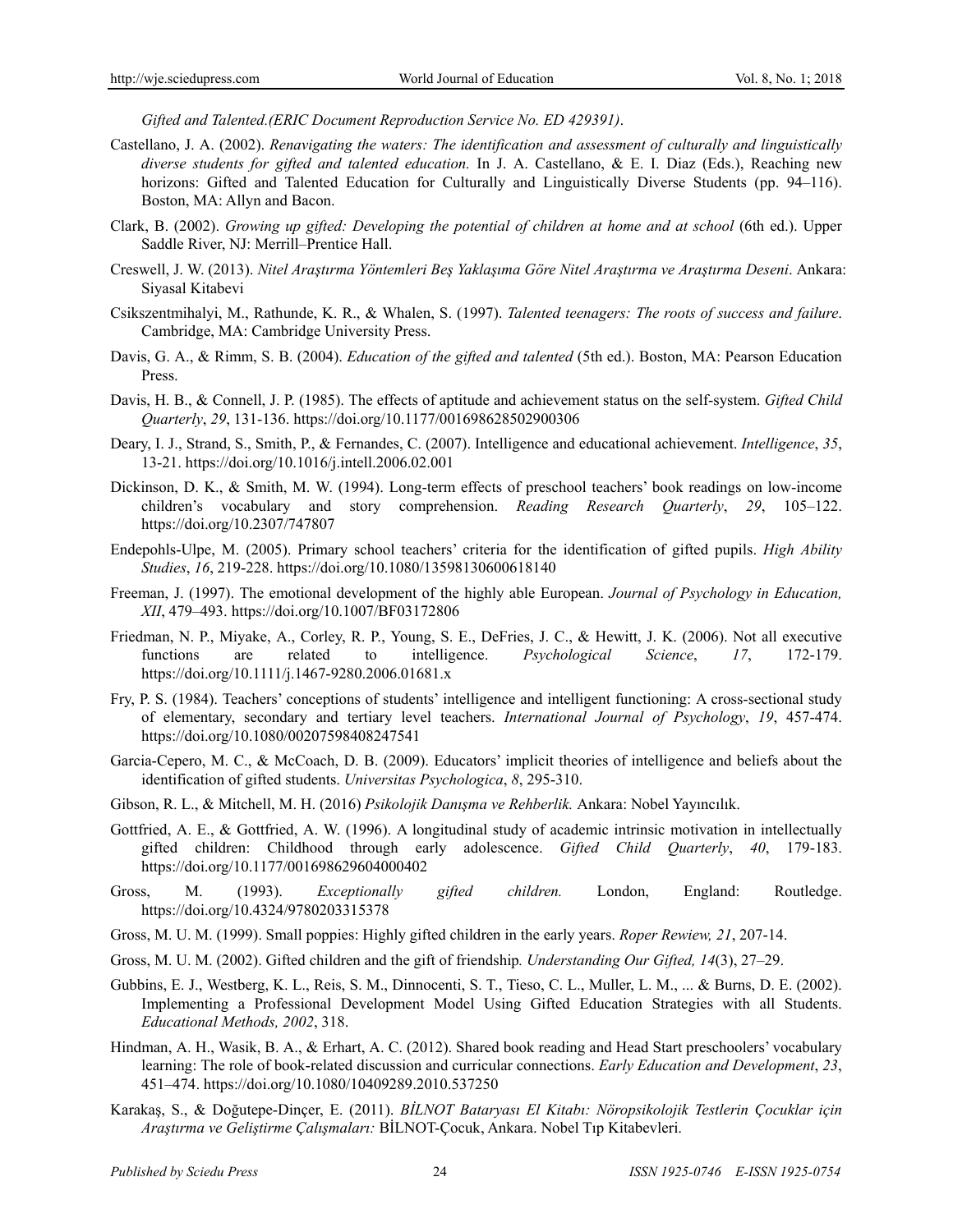*Gifted and Talented.(ERIC Document Reproduction Service No. ED 429391)*.

Castellano, J. A. (2002). *Renavigating the waters: The identification and assessment of culturally and linguistically diverse students for gifted and talented education.* In J. A. Castellano, & E. I. Diaz (Eds.), Reaching new horizons: Gifted and Talented Education for Culturally and Linguistically Diverse Students (pp. 94–116). Boston, MA: Allyn and Bacon.

Clark, B. (2002). *Growing up gifted: Developing the potential of children at home and at school* (6th ed.). Upper Saddle River, NJ: Merrill–Prentice Hall.

Creswell, J. W. (2013). *Nitel Araştırma Yöntemleri Beş Yaklaşıma Göre Nitel Araştırma ve Araştırma Deseni*. Ankara: Siyasal Kitabevi

Csikszentmihalyi, M., Rathunde, K. R., & Whalen, S. (1997). *Talented teenagers: The roots of success and failure*. Cambridge, MA: Cambridge University Press.

Davis, G. A., & Rimm, S. B. (2004). *Education of the gifted and talented* (5th ed.). Boston, MA: Pearson Education Press.

Davis, H. B., & Connell, J. P. (1985). The effects of aptitude and achievement status on the self-system. *Gifted Child Quarterly*, *29*, 131-136. https://doi.org/10.1177/001698628502900306

Deary, I. J., Strand, S., Smith, P., & Fernandes, C. (2007). Intelligence and educational achievement. *Intelligence*, *35*, 13-21. https://doi.org/10.1016/j.intell.2006.02.001

Dickinson, D. K., & Smith, M. W. (1994). Long-term effects of preschool teachers' book readings on low-income children's vocabulary and story comprehension. *Reading Research Quarterly*, *29*, 105–122. https://doi.org/10.2307/747807

Endepohls-Ulpe, M. (2005). Primary school teachers' criteria for the identification of gifted pupils. *High Ability Studies*, *16*, 219-228. https://doi.org/10.1080/13598130600618140

Freeman, J. (1997). The emotional development of the highly able European. *Journal of Psychology in Education, XII*, 479–493. https://doi.org/10.1007/BF03172806

Friedman, N. P., Miyake, A., Corley, R. P., Young, S. E., DeFries, J. C., & Hewitt, J. K. (2006). Not all executive functions are related to intelligence. *Psychological Science*, *17*, 172-179. https://doi.org/10.1111/j.1467-9280.2006.01681.x

Fry, P. S. (1984). Teachers' conceptions of students' intelligence and intelligent functioning: A cross-sectional study of elementary, secondary and tertiary level teachers. *International Journal of Psychology*, *19*, 457-474. https://doi.org/10.1080/00207598408247541

Garcia-Cepero, M. C., & McCoach, D. B. (2009). Educators' implicit theories of intelligence and beliefs about the identification of gifted students. *Universitas Psychologica*, *8*, 295-310.

Gibson, R. L., & Mitchell, M. H. (2016) *Psikolojik Danışma ve Rehberlik.* Ankara: Nobel Yayıncılık.

Gottfried, A. E., & Gottfried, A. W. (1996). A longitudinal study of academic intrinsic motivation in intellectually gifted children: Childhood through early adolescence. *Gifted Child Quarterly*, *40*, 179-183. https://doi.org/10.1177/001698629604000402

Gross, M. (1993). *Exceptionally gifted children.* London, England: Routledge. https://doi.org/10.4324/9780203315378

Gross, M. U. M. (1999). Small poppies: Highly gifted children in the early years. *Roper Rewiew, 21*, 207-14.

Gross, M. U. M. (2002). Gifted children and the gift of friendship*. Understanding Our Gifted, 14*(3), 27–29.

Gubbins, E. J., Westberg, K. L., Reis, S. M., Dinnocenti, S. T., Tieso, C. L., Muller, L. M., ... & Burns, D. E. (2002). Implementing a Professional Development Model Using Gifted Education Strategies with all Students. *Educational Methods, 2002*, 318.

Hindman, A. H., Wasik, B. A., & Erhart, A. C. (2012). Shared book reading and Head Start preschoolers' vocabulary learning: The role of book-related discussion and curricular connections. *Early Education and Development*, *23*, 451–474. https://doi.org/10.1080/10409289.2010.537250

Karakaş, S., & Doğutepe-Dinçer, E. (2011). *BİLNOT Bataryası El Kitabı: Nöropsikolojik Testlerin Çocuklar için Araştırma ve Geliştirme Çalışmaları:* BİLNOT-Çocuk, Ankara. Nobel Tıp Kitabevleri.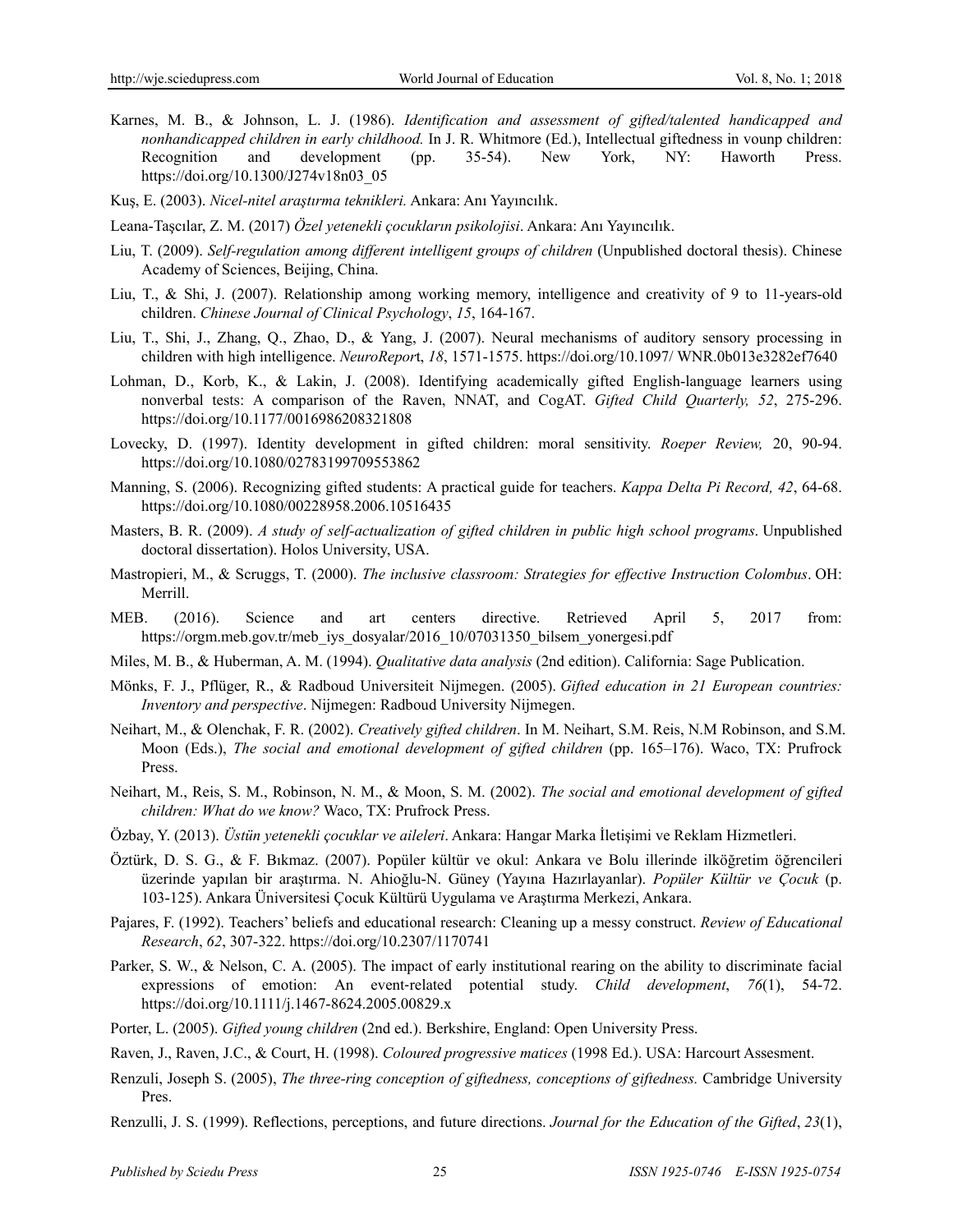Karnes, M. B., & Johnson, L. J. (1986). *Identification and assessment of gifted/talented handicapped and nonhandicapped children in early childhood.* In J. R. Whitmore (Ed.), Intellectual giftedness in vounp children: Recognition and development (pp. 35-54). New York, NY: Haworth Press. https://doi.org/10.1300/J274v18n03_05

Kuş, E. (2003). *Nicel-nitel araştırma teknikleri.* Ankara: Anı Yayıncılık.

Leana-Taşcılar, Z. M. (2017) *Özel yetenekli çocukların psikolojisi*. Ankara: Anı Yayıncılık.

Liu, T. (2009). *Self-regulation among different intelligent groups of children* (Unpublished doctoral thesis). Chinese Academy of Sciences, Beijing, China.

Liu, T., & Shi, J. (2007). Relationship among working memory, intelligence and creativity of 9 to 11-years-old children. *Chinese Journal of Clinical Psychology*, *15*, 164-167.

Liu, T., Shi, J., Zhang, Q., Zhao, D., & Yang, J. (2007). Neural mechanisms of auditory sensory processing in children with high intelligence. *NeuroRepor*t, *18*, 1571-1575. https://doi.org/10.1097/ WNR.0b013e3282ef7640

Lohman, D., Korb, K., & Lakin, J. (2008). Identifying academically gifted English-language learners using nonverbal tests: A comparison of the Raven, NNAT, and CogAT. *Gifted Child Quarterly, 52*, 275-296. https://doi.org/10.1177/0016986208321808

Lovecky, D. (1997). Identity development in gifted children: moral sensitivity. *Roeper Review,* 20, 90-94. https://doi.org/10.1080/02783199709553862

Manning, S. (2006). Recognizing gifted students: A practical guide for teachers. *Kappa Delta Pi Record, 42*, 64-68. https://doi.org/10.1080/00228958.2006.10516435

Masters, B. R. (2009). *A study of self-actualization of gifted children in public high school programs*. Unpublished doctoral dissertation). Holos University, USA.

Mastropieri, M., & Scruggs, T. (2000). *The inclusive classroom: Strategies for effective Instruction Colombus*. OH: Merrill.

MEB. (2016). Science and art centers directive. Retrieved April 5, 2017 from: https://orgm.meb.gov.tr/meb_iys_dosyalar/2016_10/07031350_bilsem_yonergesi.pdf

Miles, M. B., & Huberman, A. M. (1994). *Qualitative data analysis* (2nd edition). California: Sage Publication.

Mönks, F. J., Pflüger, R., & Radboud Universiteit Nijmegen. (2005). *Gifted education in 21 European countries: Inventory and perspective*. Nijmegen: Radboud University Nijmegen.

Neihart, M., & Olenchak, F. R. (2002). *Creatively gifted children*. In M. Neihart, S.M. Reis, N.M Robinson, and S.M. Moon (Eds.), *The social and emotional development of gifted children* (pp. 165–176). Waco, TX: Prufrock Press.

Neihart, M., Reis, S. M., Robinson, N. M., & Moon, S. M. (2002). *The social and emotional development of gifted children: What do we know?* Waco, TX: Prufrock Press.

Özbay, Y. (2013). *Üstün yetenekli çocuklar ve aileleri*. Ankara: Hangar Marka İletişimi ve Reklam Hizmetleri.

Öztürk, D. S. G., & F. Bıkmaz. (2007). Popüler kültür ve okul: Ankara ve Bolu illerinde ilköğretim öğrencileri üzerinde yapılan bir araştırma. N. Ahioğlu-N. Güney (Yayına Hazırlayanlar). *Popüler Kültür ve Çocuk* (p. 103-125). Ankara Üniversitesi Çocuk Kültürü Uygulama ve Araştırma Merkezi, Ankara.

Pajares, F. (1992). Teachers' beliefs and educational research: Cleaning up a messy construct. *Review of Educational Research*, *62*, 307-322. https://doi.org/10.2307/1170741

Parker, S. W., & Nelson, C. A. (2005). The impact of early institutional rearing on the ability to discriminate facial expressions of emotion: An event-related potential study. *Child development*, *76*(1), 54-72. https://doi.org/10.1111/j.1467-8624.2005.00829.x

Porter, L. (2005). *Gifted young children* (2nd ed.). Berkshire, England: Open University Press.

Raven, J., Raven, J.C., & Court, H. (1998). *Coloured progressive matices* (1998 Ed.). USA: Harcourt Assesment.

Renzuli, Joseph S. (2005), *The three-ring conception of giftedness, conceptions of giftedness.* Cambridge University Pres.

Renzulli, J. S. (1999). Reflections, perceptions, and future directions. *Journal for the Education of the Gifted*, *23*(1),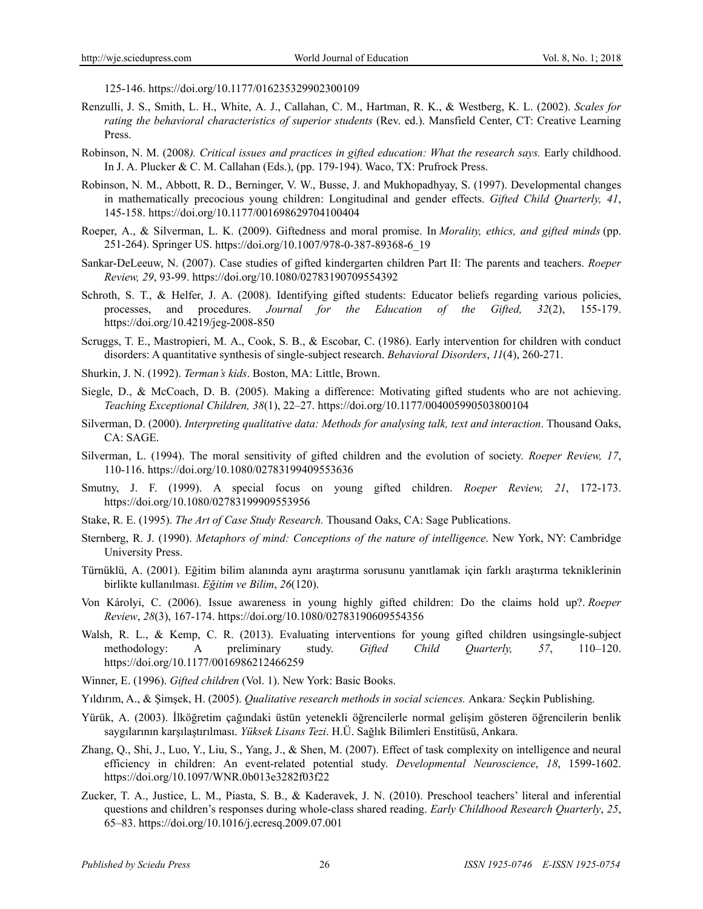125-146. https://doi.org/10.1177/016235329902300109

Renzulli, J. S., Smith, L. H., White, A. J., Callahan, C. M., Hartman, R. K., & Westberg, K. L. (2002). *Scales for rating the behavioral characteristics of superior students* (Rev. ed.). Mansfield Center, CT: Creative Learning Press.

Robinson, N. M. (2008*). Critical issues and practices in gifted education: What the research says.* Early childhood. In J. A. Plucker & C. M. Callahan (Eds.), (pp. 179-194). Waco, TX: Prufrock Press.

Robinson, N. M., Abbott, R. D., Berninger, V. W., Busse, J. and Mukhopadhyay, S. (1997). Developmental changes in mathematically precocious young children: Longitudinal and gender effects. *Gifted Child Quarterly, 41*, 145-158. https://doi.org/10.1177/001698629704100404

Roeper, A., & Silverman, L. K. (2009). Giftedness and moral promise. In *Morality, ethics, and gifted minds* (pp. 251-264). Springer US. https://doi.org/10.1007/978-0-387-89368-6_19

Sankar-DeLeeuw, N. (2007). Case studies of gifted kindergarten children Part II: The parents and teachers. *Roeper Review, 29*, 93-99. https://doi.org/10.1080/02783190709554392

Schroth, S. T., & Helfer, J. A. (2008). Identifying gifted students: Educator beliefs regarding various policies, processes, and procedures. *Journal for the Education of the Gifted, 32*(2), 155-179. https://doi.org/10.4219/jeg-2008-850

Scruggs, T. E., Mastropieri, M. A., Cook, S. B., & Escobar, C. (1986). Early intervention for children with conduct disorders: A quantitative synthesis of single-subject research. *Behavioral Disorders*, *11*(4), 260-271.

Shurkin, J. N. (1992). *Terman's kids*. Boston, MA: Little, Brown.

Siegle, D., & McCoach, D. B. (2005). Making a difference: Motivating gifted students who are not achieving. *Teaching Exceptional Children, 38*(1), 22–27. https://doi.org/10.1177/004005990503800104

Silverman, D. (2000). *Interpreting qualitative data: Methods for analysing talk, text and interaction*. Thousand Oaks, CA: SAGE.

Silverman, L. (1994). The moral sensitivity of gifted children and the evolution of society. *Roeper Review, 17*, 110-116. https://doi.org/10.1080/02783199409553636

Smutny, J. F. (1999). A special focus on young gifted children. *Roeper Review, 21*, 172-173. https://doi.org/10.1080/02783199909553956

Stake, R. E. (1995). *The Art of Case Study Research.* Thousand Oaks, CA: Sage Publications.

Sternberg, R. J. (1990). *Metaphors of mind: Conceptions of the nature of intelligence*. New York, NY: Cambridge University Press.

Türnüklü, A. (2001). Eğitim bilim alanında aynı araştırma sorusunu yanıtlamak için farklı araştırma tekniklerinin birlikte kullanılması. *Eğitim ve Bilim*, *26*(120).

Von Károlyi, C. (2006). Issue awareness in young highly gifted children: Do the claims hold up?. *Roeper Review*, *28*(3), 167-174. https://doi.org/10.1080/02783190609554356

Walsh, R. L., & Kemp, C. R. (2013). Evaluating interventions for young gifted children usingsingle-subject methodology: A preliminary study. *Gifted Child Quarterly, 57*, 110–120. https://doi.org/10.1177/0016986212466259

Winner, E. (1996). *Gifted children* (Vol. 1). New York: Basic Books.

Yıldırım, A., & Şimşek, H. (2005). *Qualitative research methods in social sciences.* Ankara*:* Seçkin Publishing.

Yürük, A. (2003). İlköğretim çağındaki üstün yetenekli öğrencilerle normal gelişim gösteren öğrencilerin benlik saygılarının karşılaştırılması. *Yüksek Lisans Tezi*. H.Ü. Sağlık Bilimleri Enstitüsü, Ankara.

Zhang, Q., Shi, J., Luo, Y., Liu, S., Yang, J., & Shen, M. (2007). Effect of task complexity on intelligence and neural efficiency in children: An event-related potential study. *Developmental Neuroscience*, *18*, 1599-1602. https://doi.org/10.1097/WNR.0b013e3282f03f22

Zucker, T. A., Justice, L. M., Piasta, S. B., & Kaderavek, J. N. (2010). Preschool teachers' literal and inferential questions and children's responses during whole-class shared reading. *Early Childhood Research Quarterly*, *25*, 65–83. https://doi.org/10.1016/j.ecresq.2009.07.001